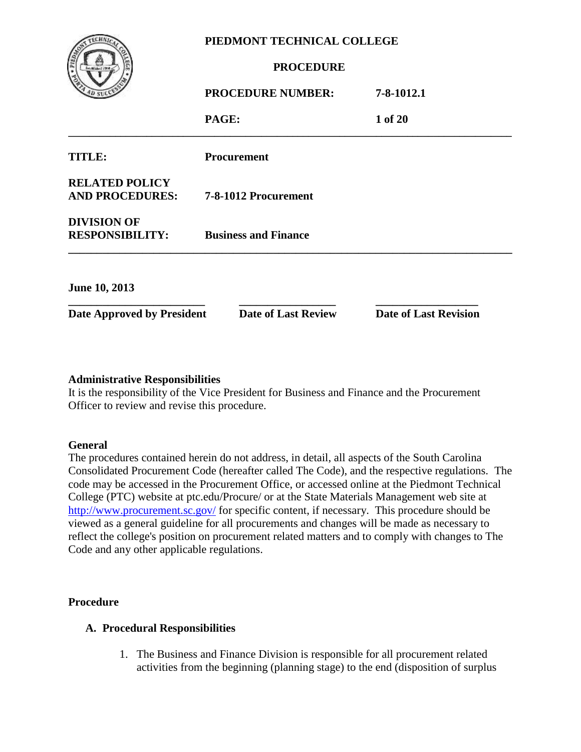**PIEDMONT TECHNICAL COLLEGE**

**PROCEDURE**

| | |
|---|---|
| **PROCEDURE NUMBER:** | **7-8-1012.1** |
| **TITLE:** | **Procurement** |
| **RELATED POLICY AND PROCEDURES:** | **7-8-1012 Procurement** |
| **DIVISION OF RESPONSIBILITY:** | **Business and Finance** |

| **June 10, 2013** | | |
|---|---|---|
| **Date Approved by President** | **Date of Last Review** | **Date of Last Revision** |

**Administrative Responsibilities**

It is the responsibility of the Vice President for Business and Finance and the Procurement Officer to review and revise this procedure.

**General**

The procedures contained herein do not address, in detail, all aspects of the South Carolina Consolidated Procurement Code (hereafter called The Code), and the respective regulations. The code may be accessed in the Procurement Office, or accessed online at the Piedmont Technical College (PTC) website at ptc.edu/Procure/ or at the State Materials Management web site at http://www.procurement.sc.gov/ for specific content, if necessary. This procedure should be viewed as a general guideline for all procurements and changes will be made as necessary to reflect the college's position on procurement related matters and to comply with changes to The Code and any other applicable regulations.

**Procedure**

**A. Procedural Responsibilities**

1. The Business and Finance Division is responsible for all procurement related activities from the beginning (planning stage) to the end (disposition of surplus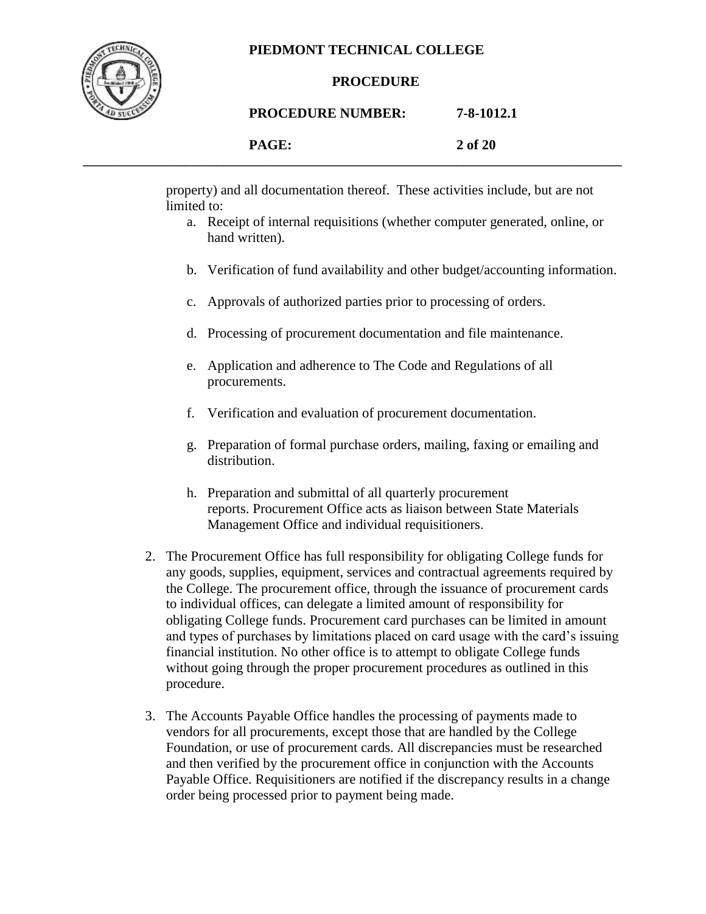property) and all documentation thereof. These activities include, but are not limited to:

a. Receipt of internal requisitions (whether computer generated, online, or hand written).

b. Verification of fund availability and other budget/accounting information.

c. Approvals of authorized parties prior to processing of orders.

d. Processing of procurement documentation and file maintenance.

e. Application and adherence to The Code and Regulations of all procurements.

f. Verification and evaluation of procurement documentation.

g. Preparation of formal purchase orders, mailing, faxing or emailing and distribution.

h. Preparation and submittal of all quarterly procurement reports. Procurement Office acts as liaison between State Materials Management Office and individual requisitioners.

2. The Procurement Office has full responsibility for obligating College funds for any goods, supplies, equipment, services and contractual agreements required by the College. The procurement office, through the issuance of procurement cards to individual offices, can delegate a limited amount of responsibility for obligating College funds. Procurement card purchases can be limited in amount and types of purchases by limitations placed on card usage with the card's issuing financial institution. No other office is to attempt to obligate College funds without going through the proper procurement procedures as outlined in this procedure.

3. The Accounts Payable Office handles the processing of payments made to vendors for all procurements, except those that are handled by the College Foundation, or use of procurement cards. All discrepancies must be researched and then verified by the procurement office in conjunction with the Accounts Payable Office. Requisitioners are notified if the discrepancy results in a change order being processed prior to payment being made.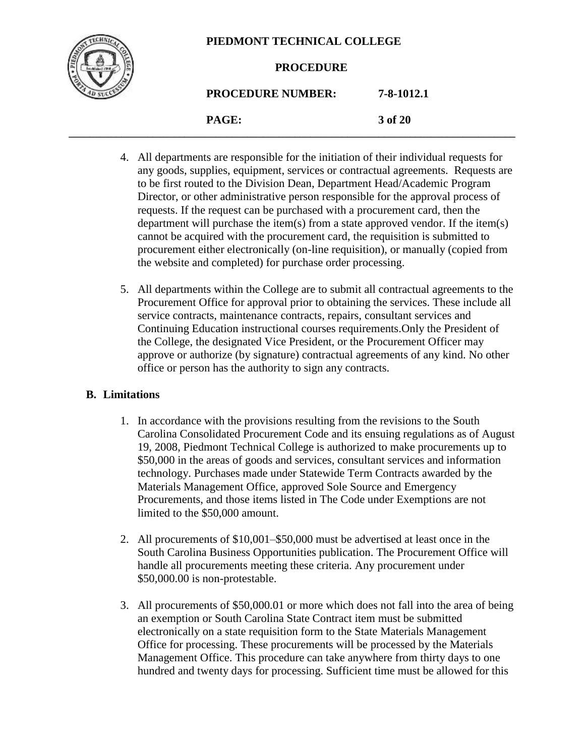4. All departments are responsible for the initiation of their individual requests for any goods, supplies, equipment, services or contractual agreements. Requests are to be first routed to the Division Dean, Department Head/Academic Program Director, or other administrative person responsible for the approval process of requests. If the request can be purchased with a procurement card, then the department will purchase the item(s) from a state approved vendor. If the item(s) cannot be acquired with the procurement card, the requisition is submitted to procurement either electronically (on-line requisition), or manually (copied from the website and completed) for purchase order processing.

5. All departments within the College are to submit all contractual agreements to the Procurement Office for approval prior to obtaining the services. These include all service contracts, maintenance contracts, repairs, consultant services and Continuing Education instructional courses requirements.Only the President of the College, the designated Vice President, or the Procurement Officer may approve or authorize (by signature) contractual agreements of any kind. No other office or person has the authority to sign any contracts.

## B. Limitations

1. In accordance with the provisions resulting from the revisions to the South Carolina Consolidated Procurement Code and its ensuing regulations as of August 19, 2008, Piedmont Technical College is authorized to make procurements up to $50,000 in the areas of goods and services, consultant services and information technology. Purchases made under Statewide Term Contracts awarded by the Materials Management Office, approved Sole Source and Emergency Procurements, and those items listed in The Code under Exemptions are not limited to the $50,000 amount.

2. All procurements of $10,001–$50,000 must be advertised at least once in the South Carolina Business Opportunities publication. The Procurement Office will handle all procurements meeting these criteria. Any procurement under $50,000.00 is non-protestable.

3. All procurements of $50,000.01 or more which does not fall into the area of being an exemption or South Carolina State Contract item must be submitted electronically on a state requisition form to the State Materials Management Office for processing. These procurements will be processed by the Materials Management Office. This procedure can take anywhere from thirty days to one hundred and twenty days for processing. Sufficient time must be allowed for this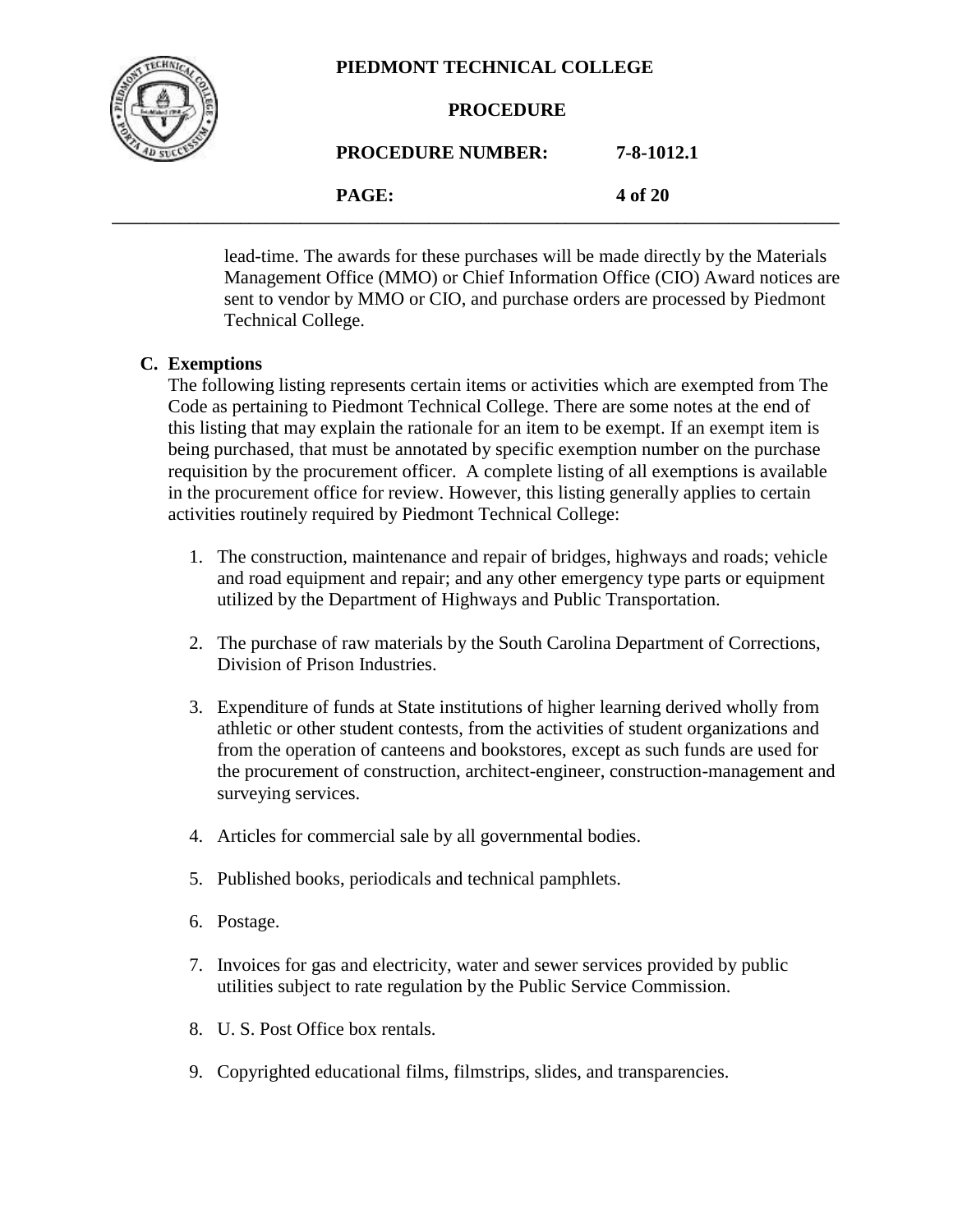lead-time. The awards for these purchases will be made directly by the Materials Management Office (MMO) or Chief Information Office (CIO) Award notices are sent to vendor by MMO or CIO, and purchase orders are processed by Piedmont Technical College.

**C. Exemptions**

The following listing represents certain items or activities which are exempted from The Code as pertaining to Piedmont Technical College. There are some notes at the end of this listing that may explain the rationale for an item to be exempt. If an exempt item is being purchased, that must be annotated by specific exemption number on the purchase requisition by the procurement officer. A complete listing of all exemptions is available in the procurement office for review. However, this listing generally applies to certain activities routinely required by Piedmont Technical College:

1. The construction, maintenance and repair of bridges, highways and roads; vehicle and road equipment and repair; and any other emergency type parts or equipment utilized by the Department of Highways and Public Transportation.
2. The purchase of raw materials by the South Carolina Department of Corrections, Division of Prison Industries.
3. Expenditure of funds at State institutions of higher learning derived wholly from athletic or other student contests, from the activities of student organizations and from the operation of canteens and bookstores, except as such funds are used for the procurement of construction, architect-engineer, construction-management and surveying services.
4. Articles for commercial sale by all governmental bodies.
5. Published books, periodicals and technical pamphlets.
6. Postage.
7. Invoices for gas and electricity, water and sewer services provided by public utilities subject to rate regulation by the Public Service Commission.
8. U. S. Post Office box rentals.
9. Copyrighted educational films, filmstrips, slides, and transparencies.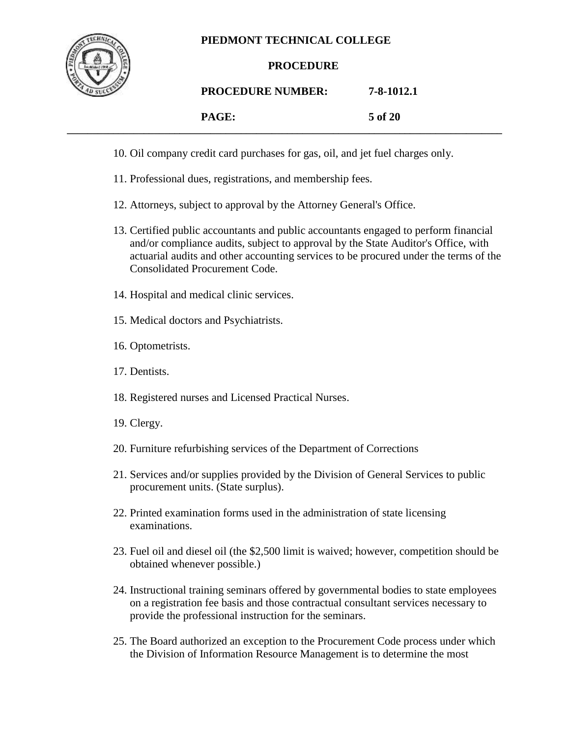10. Oil company credit card purchases for gas, oil, and jet fuel charges only.

11. Professional dues, registrations, and membership fees.

12. Attorneys, subject to approval by the Attorney General's Office.

13. Certified public accountants and public accountants engaged to perform financial and/or compliance audits, subject to approval by the State Auditor's Office, with actuarial audits and other accounting services to be procured under the terms of the Consolidated Procurement Code.

14. Hospital and medical clinic services.

15. Medical doctors and Psychiatrists.

16. Optometrists.

17. Dentists.

18. Registered nurses and Licensed Practical Nurses.

19. Clergy.

20. Furniture refurbishing services of the Department of Corrections

21. Services and/or supplies provided by the Division of General Services to public procurement units. (State surplus).

22. Printed examination forms used in the administration of state licensing examinations.

23. Fuel oil and diesel oil (the $2,500 limit is waived; however, competition should be obtained whenever possible.)

24. Instructional training seminars offered by governmental bodies to state employees on a registration fee basis and those contractual consultant services necessary to provide the professional instruction for the seminars.

25. The Board authorized an exception to the Procurement Code process under which the Division of Information Resource Management is to determine the most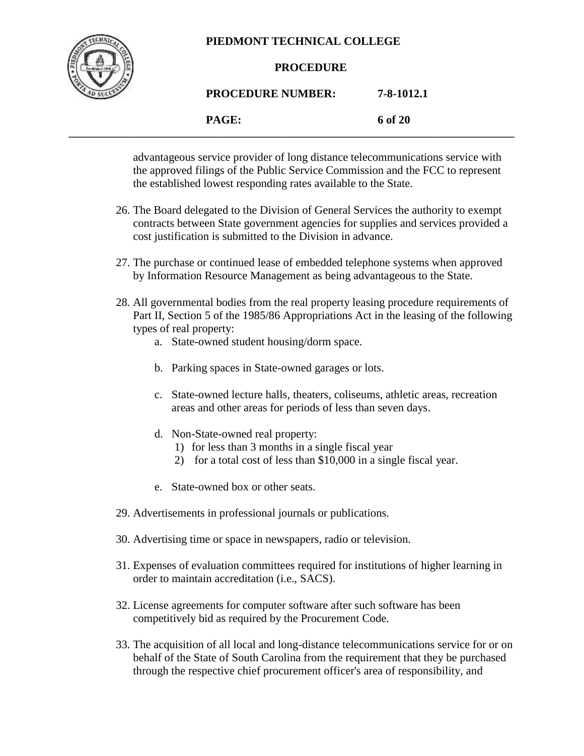advantageous service provider of long distance telecommunications service with the approved filings of the Public Service Commission and the FCC to represent the established lowest responding rates available to the State.

26. The Board delegated to the Division of General Services the authority to exempt contracts between State government agencies for supplies and services provided a cost justification is submitted to the Division in advance.

27. The purchase or continued lease of embedded telephone systems when approved by Information Resource Management as being advantageous to the State.

28. All governmental bodies from the real property leasing procedure requirements of Part II, Section 5 of the 1985/86 Appropriations Act in the leasing of the following types of real property:
    a. State-owned student housing/dorm space.

    b. Parking spaces in State-owned garages or lots.

    c. State-owned lecture halls, theaters, coliseums, athletic areas, recreation areas and other areas for periods of less than seven days.

    d. Non-State-owned real property:
        1) for less than 3 months in a single fiscal year
        2) for a total cost of less than $10,000 in a single fiscal year.

    e. State-owned box or other seats.

29. Advertisements in professional journals or publications.

30. Advertising time or space in newspapers, radio or television.

31. Expenses of evaluation committees required for institutions of higher learning in order to maintain accreditation (i.e., SACS).

32. License agreements for computer software after such software has been competitively bid as required by the Procurement Code.

33. The acquisition of all local and long-distance telecommunications service for or on behalf of the State of South Carolina from the requirement that they be purchased through the respective chief procurement officer's area of responsibility, and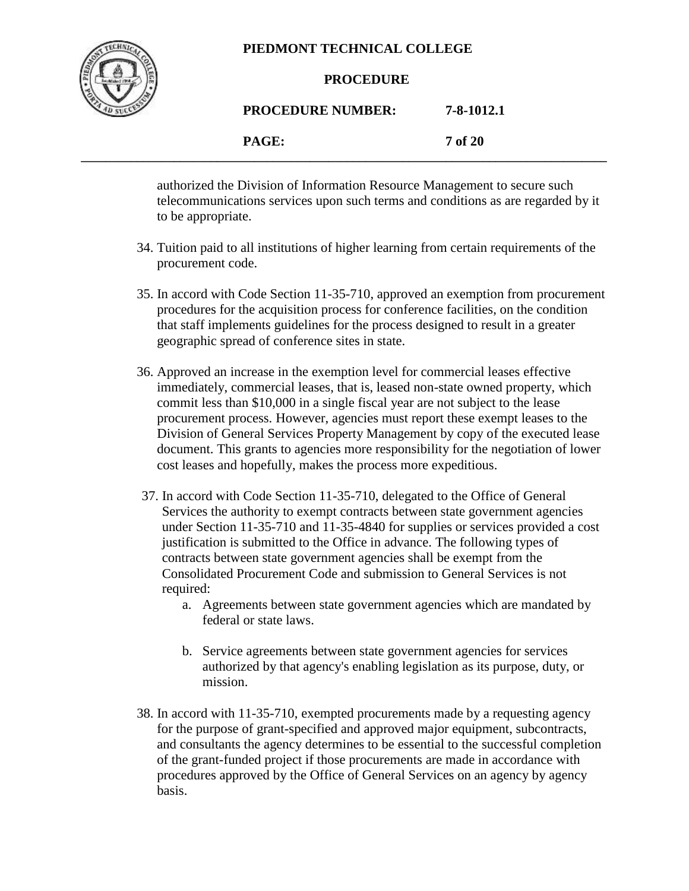authorized the Division of Information Resource Management to secure such telecommunications services upon such terms and conditions as are regarded by it to be appropriate.

34. Tuition paid to all institutions of higher learning from certain requirements of the procurement code.

35. In accord with Code Section 11-35-710, approved an exemption from procurement procedures for the acquisition process for conference facilities, on the condition that staff implements guidelines for the process designed to result in a greater geographic spread of conference sites in state.

36. Approved an increase in the exemption level for commercial leases effective immediately, commercial leases, that is, leased non-state owned property, which commit less than $10,000 in a single fiscal year are not subject to the lease procurement process. However, agencies must report these exempt leases to the Division of General Services Property Management by copy of the executed lease document. This grants to agencies more responsibility for the negotiation of lower cost leases and hopefully, makes the process more expeditious.

37. In accord with Code Section 11-35-710, delegated to the Office of General Services the authority to exempt contracts between state government agencies under Section 11-35-710 and 11-35-4840 for supplies or services provided a cost justification is submitted to the Office in advance. The following types of contracts between state government agencies shall be exempt from the Consolidated Procurement Code and submission to General Services is not required:
    a. Agreements between state government agencies which are mandated by federal or state laws.

    b. Service agreements between state government agencies for services authorized by that agency's enabling legislation as its purpose, duty, or mission.

38. In accord with 11-35-710, exempted procurements made by a requesting agency for the purpose of grant-specified and approved major equipment, subcontracts, and consultants the agency determines to be essential to the successful completion of the grant-funded project if those procurements are made in accordance with procedures approved by the Office of General Services on an agency by agency basis.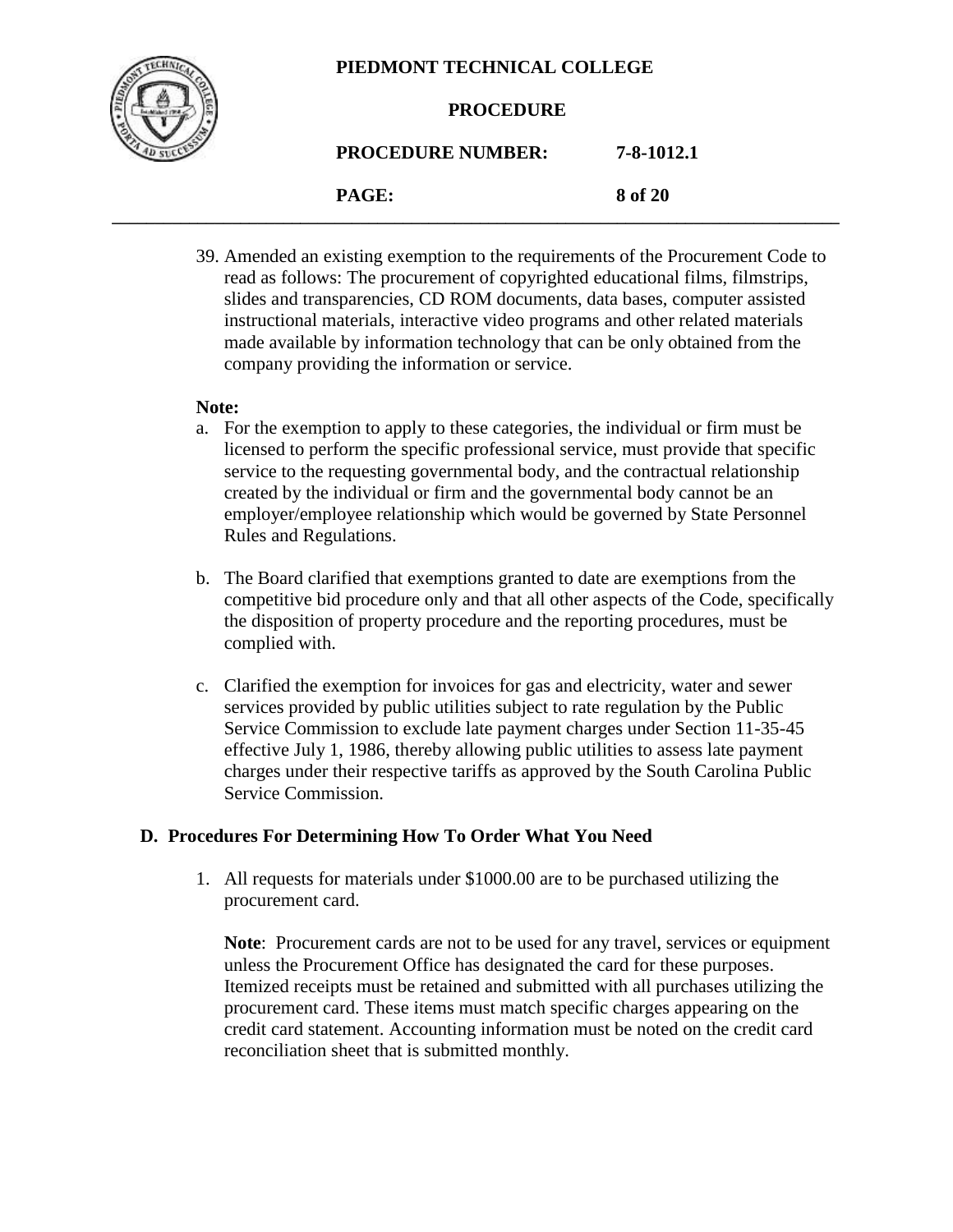39. Amended an existing exemption to the requirements of the Procurement Code to read as follows: The procurement of copyrighted educational films, filmstrips, slides and transparencies, CD ROM documents, data bases, computer assisted instructional materials, interactive video programs and other related materials made available by information technology that can be only obtained from the company providing the information or service.

**Note:**

a. For the exemption to apply to these categories, the individual or firm must be licensed to perform the specific professional service, must provide that specific service to the requesting governmental body, and the contractual relationship created by the individual or firm and the governmental body cannot be an employer/employee relationship which would be governed by State Personnel Rules and Regulations.

b. The Board clarified that exemptions granted to date are exemptions from the competitive bid procedure only and that all other aspects of the Code, specifically the disposition of property procedure and the reporting procedures, must be complied with.

c. Clarified the exemption for invoices for gas and electricity, water and sewer services provided by public utilities subject to rate regulation by the Public Service Commission to exclude late payment charges under Section 11-35-45 effective July 1, 1986, thereby allowing public utilities to assess late payment charges under their respective tariffs as approved by the South Carolina Public Service Commission.

## D. Procedures For Determining How To Order What You Need

1. All requests for materials under $1000.00 are to be purchased utilizing the procurement card.

   **Note**: Procurement cards are not to be used for any travel, services or equipment unless the Procurement Office has designated the card for these purposes. Itemized receipts must be retained and submitted with all purchases utilizing the procurement card. These items must match specific charges appearing on the credit card statement. Accounting information must be noted on the credit card reconciliation sheet that is submitted monthly.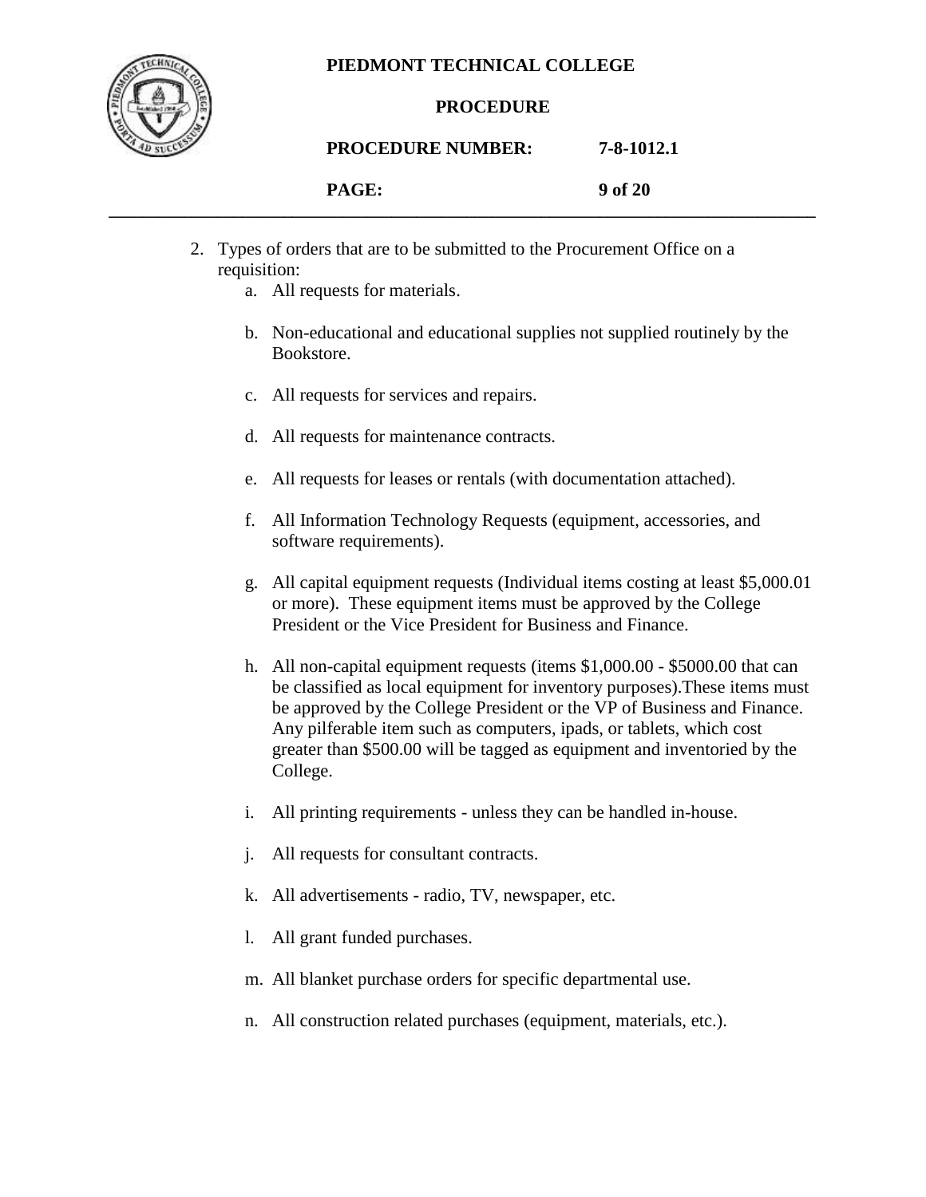2. Types of orders that are to be submitted to the Procurement Office on a requisition:
   a. All requests for materials.

   b. Non-educational and educational supplies not supplied routinely by the Bookstore.

   c. All requests for services and repairs.

   d. All requests for maintenance contracts.

   e. All requests for leases or rentals (with documentation attached).

   f. All Information Technology Requests (equipment, accessories, and software requirements).

   g. All capital equipment requests (Individual items costing at least $5,000.01 or more). These equipment items must be approved by the College President or the Vice President for Business and Finance.

   h. All non-capital equipment requests (items $1,000.00 - $5000.00 that can be classified as local equipment for inventory purposes).These items must be approved by the College President or the VP of Business and Finance. Any pilferable item such as computers, ipads, or tablets, which cost greater than $500.00 will be tagged as equipment and inventoried by the College.

   i. All printing requirements - unless they can be handled in-house.

   j. All requests for consultant contracts.

   k. All advertisements - radio, TV, newspaper, etc.

   l. All grant funded purchases.

   m. All blanket purchase orders for specific departmental use.

   n. All construction related purchases (equipment, materials, etc.).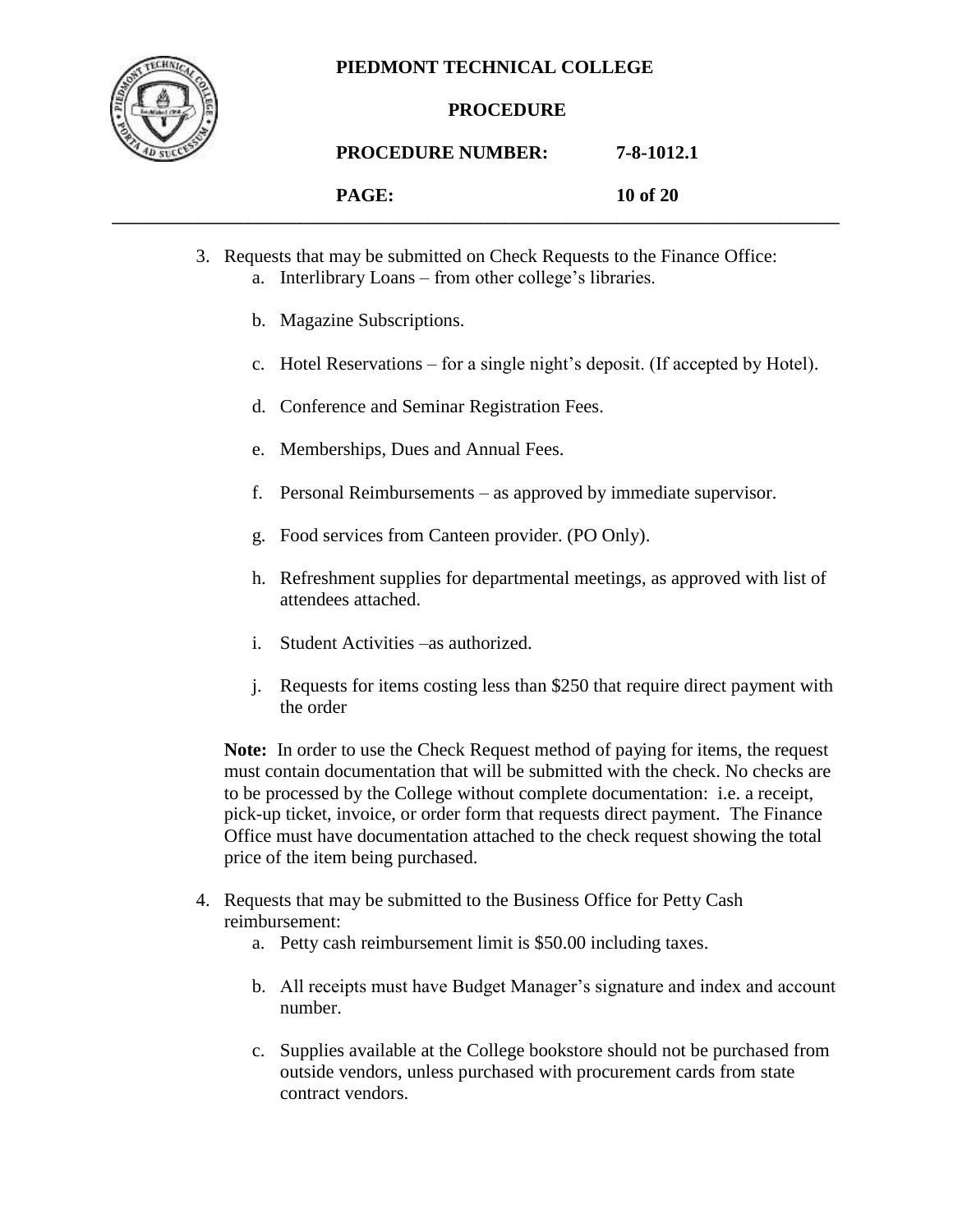3. Requests that may be submitted on Check Requests to the Finance Office:
    a. Interlibrary Loans – from other college's libraries.

    b. Magazine Subscriptions.

    c. Hotel Reservations – for a single night's deposit. (If accepted by Hotel).

    d. Conference and Seminar Registration Fees.

    e. Memberships, Dues and Annual Fees.

    f. Personal Reimbursements – as approved by immediate supervisor.

    g. Food services from Canteen provider. (PO Only).

    h. Refreshment supplies for departmental meetings, as approved with list of attendees attached.

    i. Student Activities –as authorized.

    j. Requests for items costing less than $250 that require direct payment with the order

    **Note:** In order to use the Check Request method of paying for items, the request must contain documentation that will be submitted with the check. No checks are to be processed by the College without complete documentation: i.e. a receipt, pick-up ticket, invoice, or order form that requests direct payment. The Finance Office must have documentation attached to the check request showing the total price of the item being purchased.

4. Requests that may be submitted to the Business Office for Petty Cash reimbursement:
    a. Petty cash reimbursement limit is $50.00 including taxes.

    b. All receipts must have Budget Manager's signature and index and account number.

    c. Supplies available at the College bookstore should not be purchased from outside vendors, unless purchased with procurement cards from state contract vendors.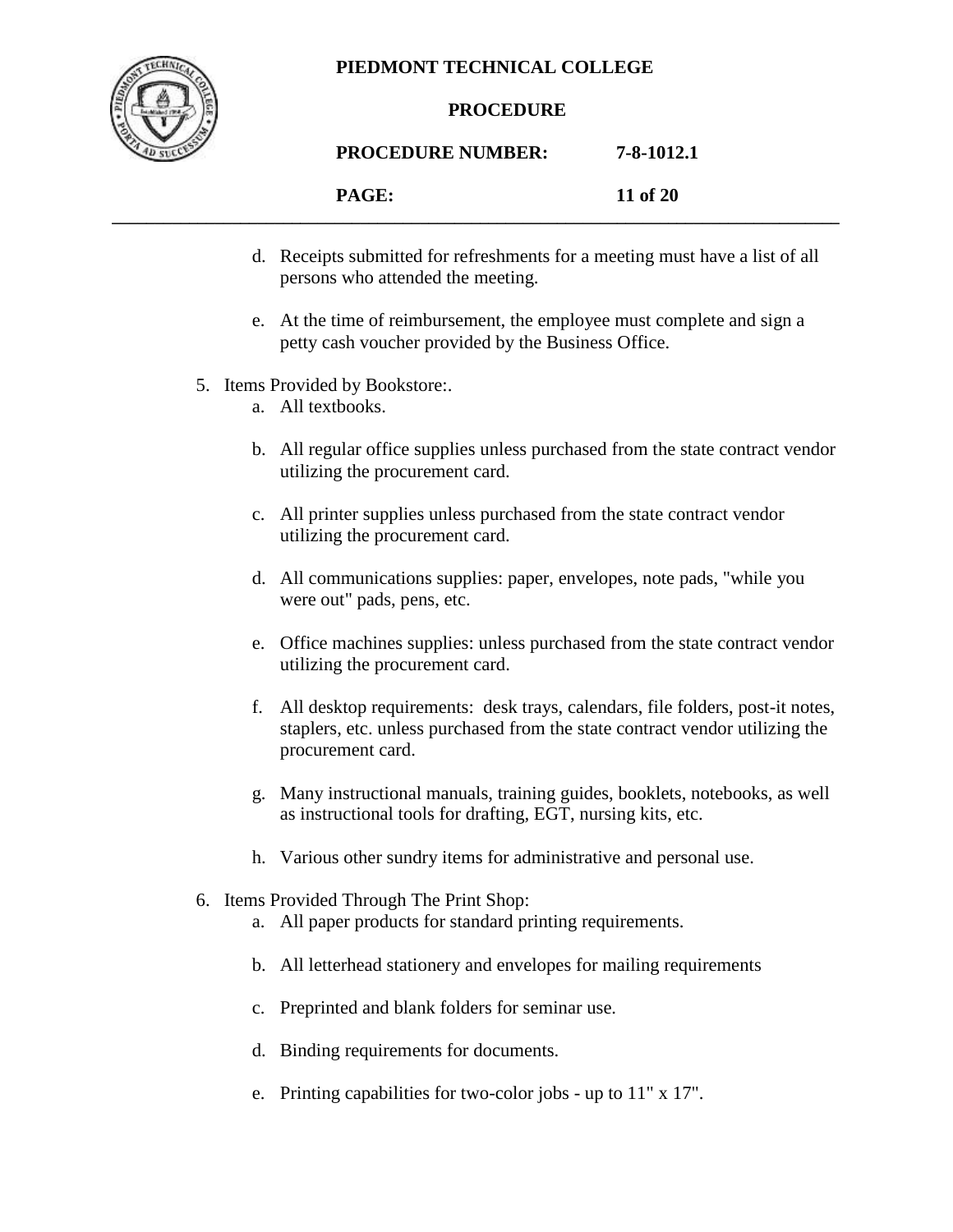d. Receipts submitted for refreshments for a meeting must have a list of all persons who attended the meeting.

e. At the time of reimbursement, the employee must complete and sign a petty cash voucher provided by the Business Office.

5. Items Provided by Bookstore:.
   a. All textbooks.

   b. All regular office supplies unless purchased from the state contract vendor utilizing the procurement card.

   c. All printer supplies unless purchased from the state contract vendor utilizing the procurement card.

   d. All communications supplies: paper, envelopes, note pads, "while you were out" pads, pens, etc.

   e. Office machines supplies: unless purchased from the state contract vendor utilizing the procurement card.

   f. All desktop requirements: desk trays, calendars, file folders, post-it notes, staplers, etc. unless purchased from the state contract vendor utilizing the procurement card.

   g. Many instructional manuals, training guides, booklets, notebooks, as well as instructional tools for drafting, EGT, nursing kits, etc.

   h. Various other sundry items for administrative and personal use.

6. Items Provided Through The Print Shop:
   a. All paper products for standard printing requirements.

   b. All letterhead stationery and envelopes for mailing requirements

   c. Preprinted and blank folders for seminar use.

   d. Binding requirements for documents.

   e. Printing capabilities for two-color jobs - up to 11" x 17".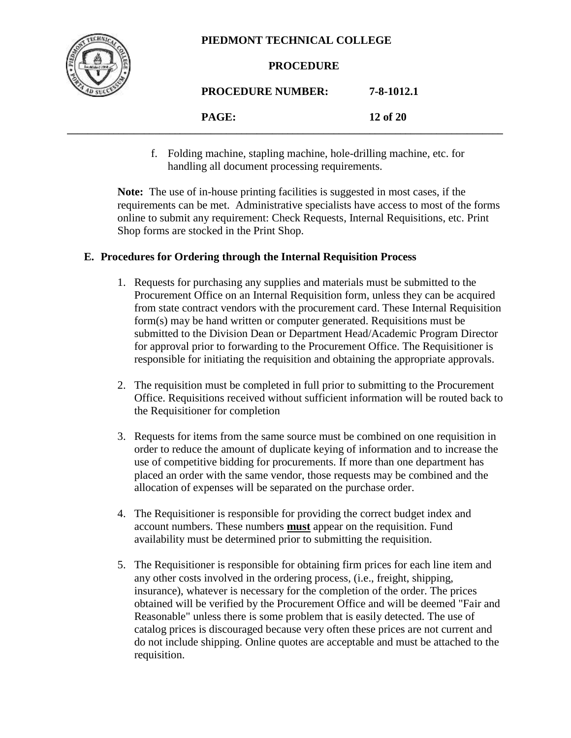f. Folding machine, stapling machine, hole-drilling machine, etc. for handling all document processing requirements.

**Note:** The use of in-house printing facilities is suggested in most cases, if the requirements can be met. Administrative specialists have access to most of the forms online to submit any requirement: Check Requests, Internal Requisitions, etc. Print Shop forms are stocked in the Print Shop.

## E. Procedures for Ordering through the Internal Requisition Process

1. Requests for purchasing any supplies and materials must be submitted to the Procurement Office on an Internal Requisition form, unless they can be acquired from state contract vendors with the procurement card. These Internal Requisition form(s) may be hand written or computer generated. Requisitions must be submitted to the Division Dean or Department Head/Academic Program Director for approval prior to forwarding to the Procurement Office. The Requisitioner is responsible for initiating the requisition and obtaining the appropriate approvals.

2. The requisition must be completed in full prior to submitting to the Procurement Office. Requisitions received without sufficient information will be routed back to the Requisitioner for completion

3. Requests for items from the same source must be combined on one requisition in order to reduce the amount of duplicate keying of information and to increase the use of competitive bidding for procurements. If more than one department has placed an order with the same vendor, those requests may be combined and the allocation of expenses will be separated on the purchase order.

4. The Requisitioner is responsible for providing the correct budget index and account numbers. These numbers **must** appear on the requisition. Fund availability must be determined prior to submitting the requisition.

5. The Requisitioner is responsible for obtaining firm prices for each line item and any other costs involved in the ordering process, (i.e., freight, shipping, insurance), whatever is necessary for the completion of the order. The prices obtained will be verified by the Procurement Office and will be deemed "Fair and Reasonable" unless there is some problem that is easily detected. The use of catalog prices is discouraged because very often these prices are not current and do not include shipping. Online quotes are acceptable and must be attached to the requisition.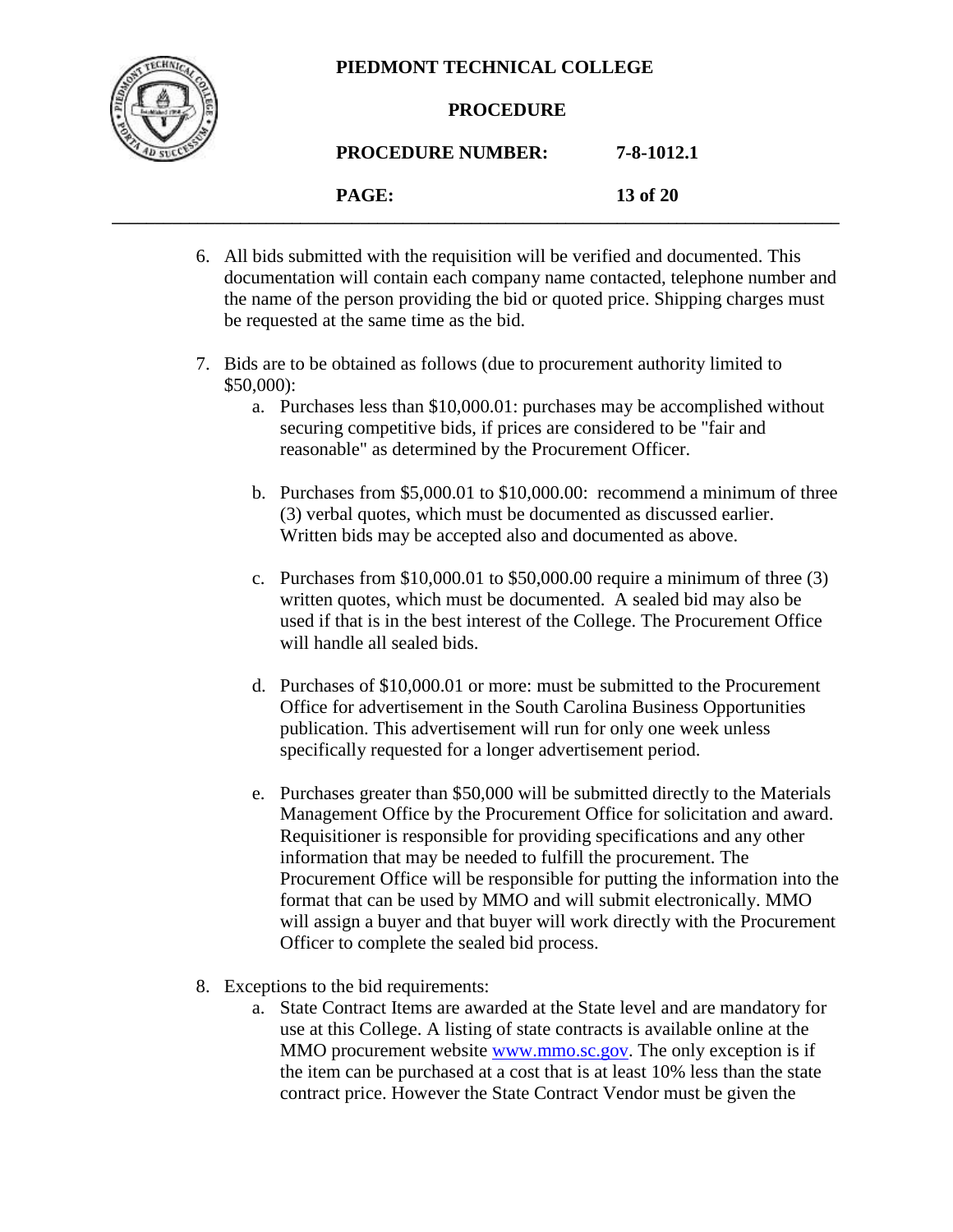6. All bids submitted with the requisition will be verified and documented. This documentation will contain each company name contacted, telephone number and the name of the person providing the bid or quoted price. Shipping charges must be requested at the same time as the bid.

7. Bids are to be obtained as follows (due to procurement authority limited to $50,000):
   a. Purchases less than $10,000.01: purchases may be accomplished without securing competitive bids, if prices are considered to be "fair and reasonable" as determined by the Procurement Officer.

   b. Purchases from $5,000.01 to $10,000.00: recommend a minimum of three (3) verbal quotes, which must be documented as discussed earlier. Written bids may be accepted also and documented as above.

   c. Purchases from $10,000.01 to $50,000.00 require a minimum of three (3) written quotes, which must be documented. A sealed bid may also be used if that is in the best interest of the College. The Procurement Office will handle all sealed bids.

   d. Purchases of $10,000.01 or more: must be submitted to the Procurement Office for advertisement in the South Carolina Business Opportunities publication. This advertisement will run for only one week unless specifically requested for a longer advertisement period.

   e. Purchases greater than $50,000 will be submitted directly to the Materials Management Office by the Procurement Office for solicitation and award. Requisitioner is responsible for providing specifications and any other information that may be needed to fulfill the procurement. The Procurement Office will be responsible for putting the information into the format that can be used by MMO and will submit electronically. MMO will assign a buyer and that buyer will work directly with the Procurement Officer to complete the sealed bid process.

8. Exceptions to the bid requirements:
   a. State Contract Items are awarded at the State level and are mandatory for use at this College. A listing of state contracts is available online at the MMO procurement website [www.mmo.sc.gov](http://www.mmo.sc.gov). The only exception is if the item can be purchased at a cost that is at least 10% less than the state contract price. However the State Contract Vendor must be given the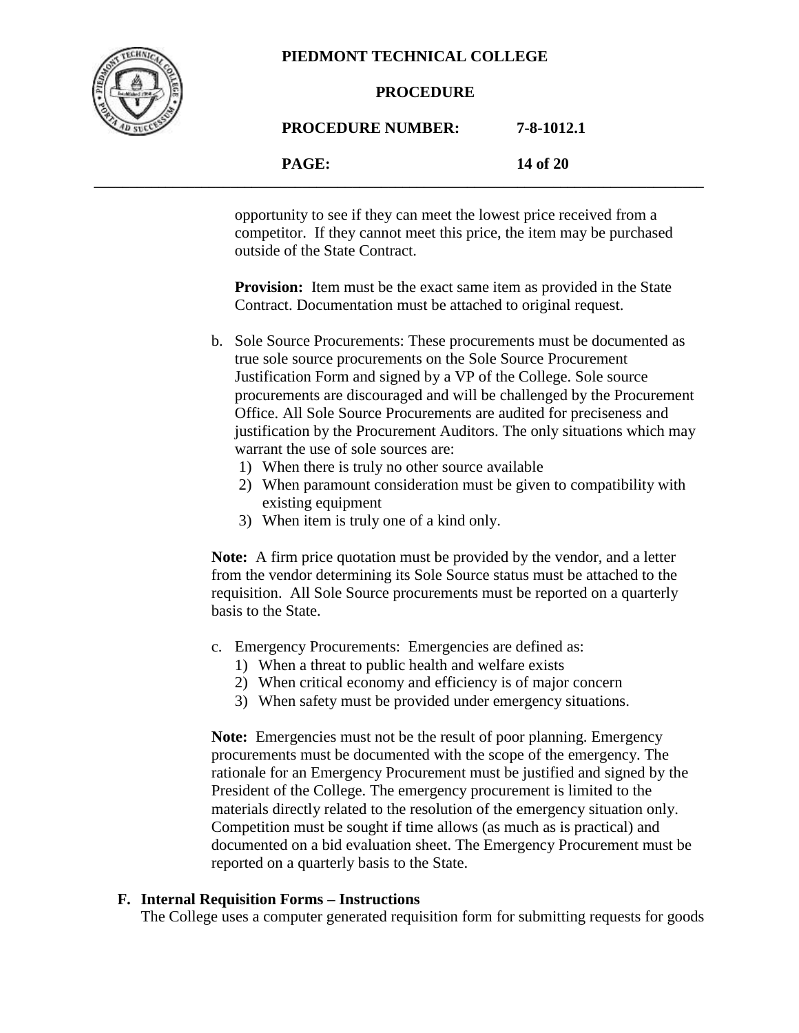opportunity to see if they can meet the lowest price received from a competitor. If they cannot meet this price, the item may be purchased outside of the State Contract.

**Provision:** Item must be the exact same item as provided in the State Contract. Documentation must be attached to original request.

b. Sole Source Procurements: These procurements must be documented as true sole source procurements on the Sole Source Procurement Justification Form and signed by a VP of the College. Sole source procurements are discouraged and will be challenged by the Procurement Office. All Sole Source Procurements are audited for preciseness and justification by the Procurement Auditors. The only situations which may warrant the use of sole sources are:
   1) When there is truly no other source available
   2) When paramount consideration must be given to compatibility with existing equipment
   3) When item is truly one of a kind only.

**Note:** A firm price quotation must be provided by the vendor, and a letter from the vendor determining its Sole Source status must be attached to the requisition. All Sole Source procurements must be reported on a quarterly basis to the State.

c. Emergency Procurements: Emergencies are defined as:
   1) When a threat to public health and welfare exists
   2) When critical economy and efficiency is of major concern
   3) When safety must be provided under emergency situations.

**Note:** Emergencies must not be the result of poor planning. Emergency procurements must be documented with the scope of the emergency. The rationale for an Emergency Procurement must be justified and signed by the President of the College. The emergency procurement is limited to the materials directly related to the resolution of the emergency situation only. Competition must be sought if time allows (as much as is practical) and documented on a bid evaluation sheet. The Emergency Procurement must be reported on a quarterly basis to the State.

**F. Internal Requisition Forms – Instructions**

The College uses a computer generated requisition form for submitting requests for goods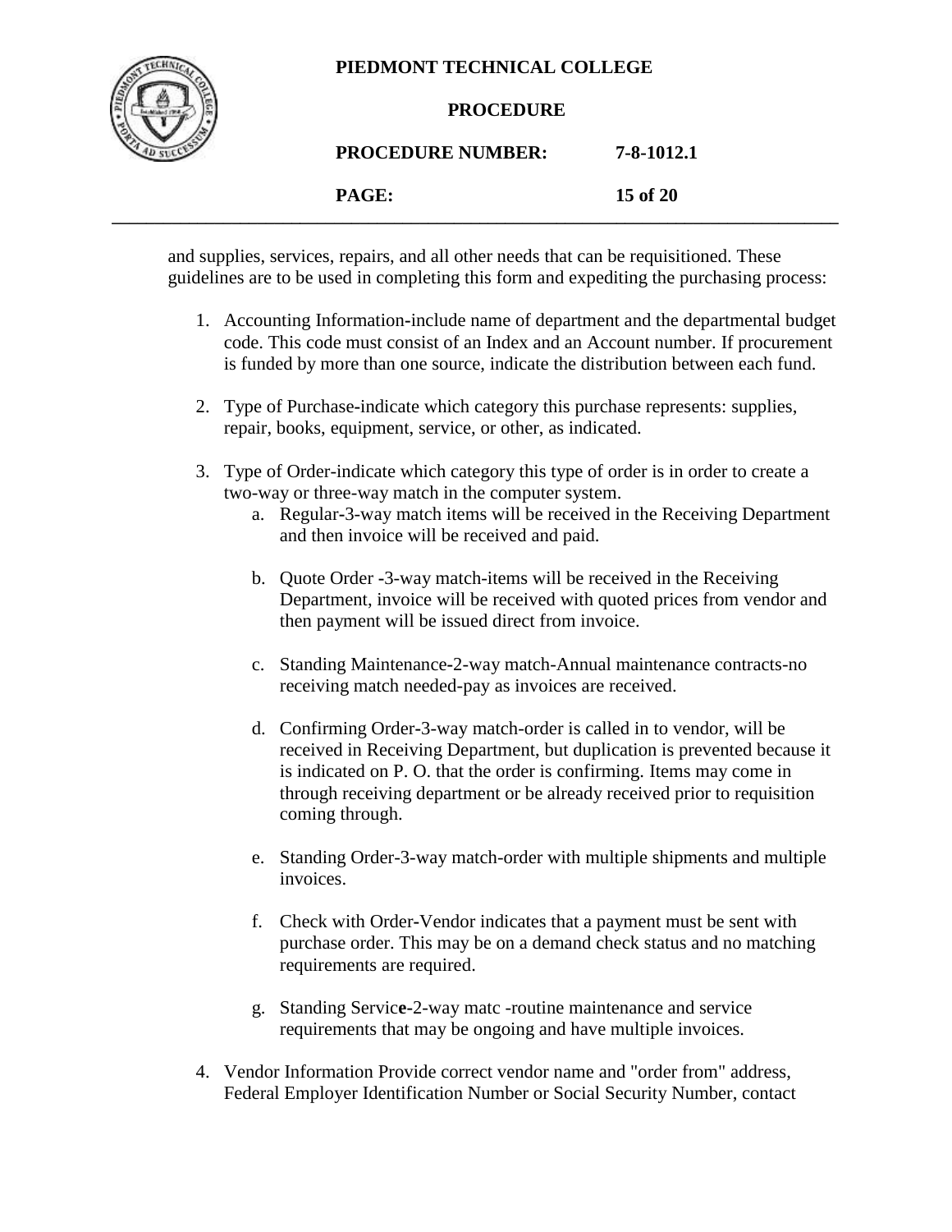and supplies, services, repairs, and all other needs that can be requisitioned. These guidelines are to be used in completing this form and expediting the purchasing process:

1. Accounting Information-include name of department and the departmental budget code. This code must consist of an Index and an Account number. If procurement is funded by more than one source, indicate the distribution between each fund.

2. Type of Purchase-indicate which category this purchase represents: supplies, repair, books, equipment, service, or other, as indicated.

3. Type of Order-indicate which category this type of order is in order to create a two-way or three-way match in the computer system.
   a. Regular-3-way match items will be received in the Receiving Department and then invoice will be received and paid.

   b. Quote Order -3-way match-items will be received in the Receiving Department, invoice will be received with quoted prices from vendor and then payment will be issued direct from invoice.

   c. Standing Maintenance-2-way match-Annual maintenance contracts-no receiving match needed-pay as invoices are received.

   d. Confirming Order-3-way match-order is called in to vendor, will be received in Receiving Department, but duplication is prevented because it is indicated on P. O. that the order is confirming. Items may come in through receiving department or be already received prior to requisition coming through.

   e. Standing Order-3-way match-order with multiple shipments and multiple invoices.

   f. Check with Order-Vendor indicates that a payment must be sent with purchase order. This may be on a demand check status and no matching requirements are required.

   g. Standing Servic**e**-2-way matc -routine maintenance and service requirements that may be ongoing and have multiple invoices.

4. Vendor Information Provide correct vendor name and "order from" address, Federal Employer Identification Number or Social Security Number, contact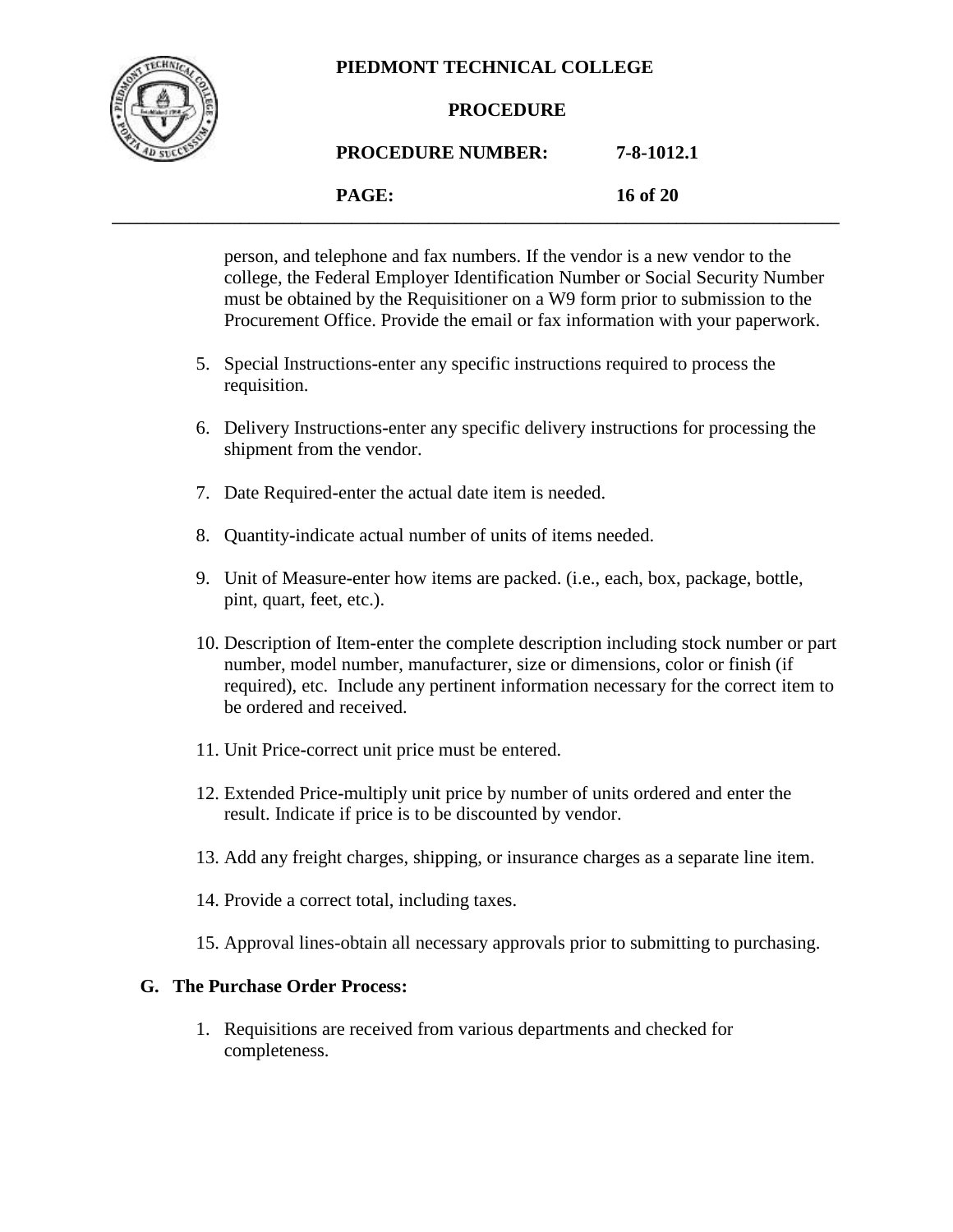person, and telephone and fax numbers. If the vendor is a new vendor to the college, the Federal Employer Identification Number or Social Security Number must be obtained by the Requisitioner on a W9 form prior to submission to the Procurement Office. Provide the email or fax information with your paperwork.

5. Special Instructions-enter any specific instructions required to process the requisition.

6. Delivery Instructions-enter any specific delivery instructions for processing the shipment from the vendor.

7. Date Required-enter the actual date item is needed.

8. Quantity-indicate actual number of units of items needed.

9. Unit of Measure-enter how items are packed. (i.e., each, box, package, bottle, pint, quart, feet, etc.).

10. Description of Item-enter the complete description including stock number or part number, model number, manufacturer, size or dimensions, color or finish (if required), etc. Include any pertinent information necessary for the correct item to be ordered and received.

11. Unit Price-correct unit price must be entered.

12. Extended Price-multiply unit price by number of units ordered and enter the result. Indicate if price is to be discounted by vendor.

13. Add any freight charges, shipping, or insurance charges as a separate line item.

14. Provide a correct total, including taxes.

15. Approval lines-obtain all necessary approvals prior to submitting to purchasing.

**G. The Purchase Order Process:**

1. Requisitions are received from various departments and checked for completeness.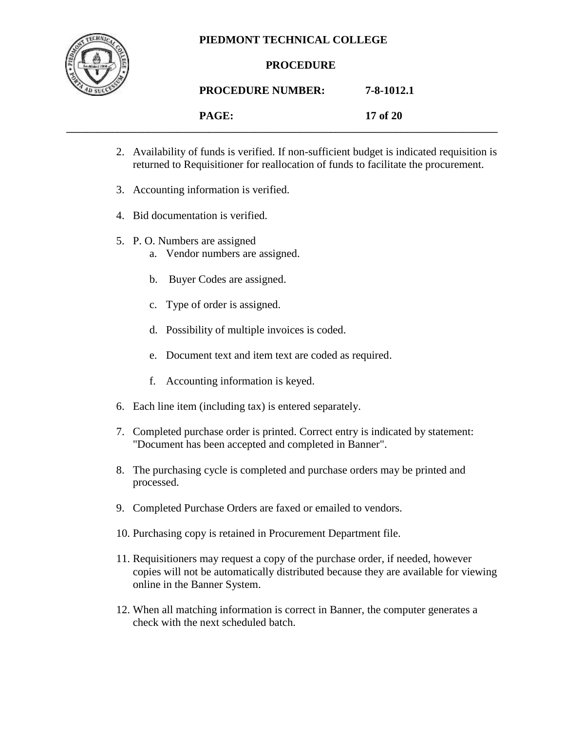2. Availability of funds is verified. If non-sufficient budget is indicated requisition is returned to Requisitioner for reallocation of funds to facilitate the procurement.

3. Accounting information is verified.

4. Bid documentation is verified.

5. P. O. Numbers are assigned
   a. Vendor numbers are assigned.
   b. Buyer Codes are assigned.
   c. Type of order is assigned.
   d. Possibility of multiple invoices is coded.
   e. Document text and item text are coded as required.
   f. Accounting information is keyed.

6. Each line item (including tax) is entered separately.

7. Completed purchase order is printed. Correct entry is indicated by statement: "Document has been accepted and completed in Banner".

8. The purchasing cycle is completed and purchase orders may be printed and processed.

9. Completed Purchase Orders are faxed or emailed to vendors.

10. Purchasing copy is retained in Procurement Department file.

11. Requisitioners may request a copy of the purchase order, if needed, however copies will not be automatically distributed because they are available for viewing online in the Banner System.

12. When all matching information is correct in Banner, the computer generates a check with the next scheduled batch.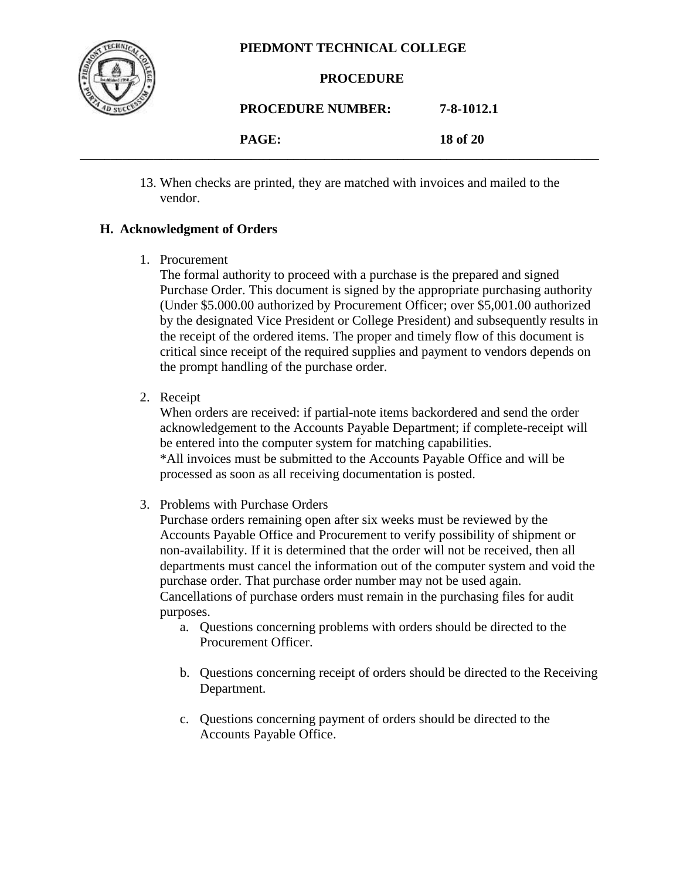13. When checks are printed, they are matched with invoices and mailed to the vendor.

## H. Acknowledgment of Orders

1. Procurement
   The formal authority to proceed with a purchase is the prepared and signed Purchase Order. This document is signed by the appropriate purchasing authority (Under $5.000.00 authorized by Procurement Officer; over $5,001.00 authorized by the designated Vice President or College President) and subsequently results in the receipt of the ordered items. The proper and timely flow of this document is critical since receipt of the required supplies and payment to vendors depends on the prompt handling of the purchase order.

2. Receipt
   When orders are received: if partial-note items backordered and send the order acknowledgement to the Accounts Payable Department; if complete-receipt will be entered into the computer system for matching capabilities.
   *All invoices must be submitted to the Accounts Payable Office and will be processed as soon as all receiving documentation is posted.

3. Problems with Purchase Orders
   Purchase orders remaining open after six weeks must be reviewed by the Accounts Payable Office and Procurement to verify possibility of shipment or non-availability. If it is determined that the order will not be received, then all departments must cancel the information out of the computer system and void the purchase order. That purchase order number may not be used again. Cancellations of purchase orders must remain in the purchasing files for audit purposes.
   a. Questions concerning problems with orders should be directed to the Procurement Officer.

   b. Questions concerning receipt of orders should be directed to the Receiving Department.

   c. Questions concerning payment of orders should be directed to the Accounts Payable Office.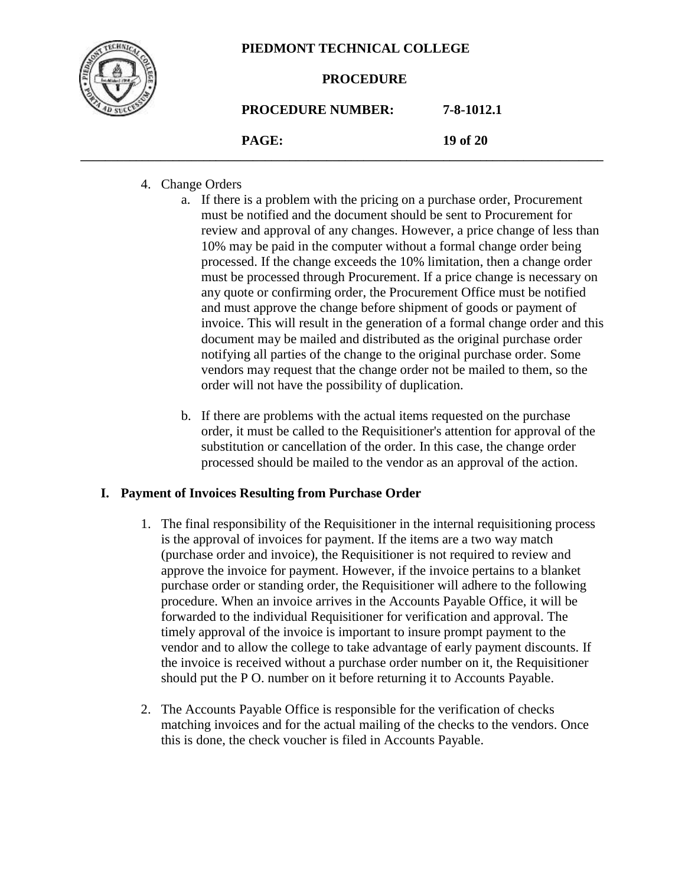4. Change Orders
    a. If there is a problem with the pricing on a purchase order, Procurement must be notified and the document should be sent to Procurement for review and approval of any changes. However, a price change of less than 10% may be paid in the computer without a formal change order being processed. If the change exceeds the 10% limitation, then a change order must be processed through Procurement. If a price change is necessary on any quote or confirming order, the Procurement Office must be notified and must approve the change before shipment of goods or payment of invoice. This will result in the generation of a formal change order and this document may be mailed and distributed as the original purchase order notifying all parties of the change to the original purchase order. Some vendors may request that the change order not be mailed to them, so the order will not have the possibility of duplication.

    b. If there are problems with the actual items requested on the purchase order, it must be called to the Requisitioner's attention for approval of the substitution or cancellation of the order. In this case, the change order processed should be mailed to the vendor as an approval of the action.

## I. Payment of Invoices Resulting from Purchase Order

1. The final responsibility of the Requisitioner in the internal requisitioning process is the approval of invoices for payment. If the items are a two way match (purchase order and invoice), the Requisitioner is not required to review and approve the invoice for payment. However, if the invoice pertains to a blanket purchase order or standing order, the Requisitioner will adhere to the following procedure. When an invoice arrives in the Accounts Payable Office, it will be forwarded to the individual Requisitioner for verification and approval. The timely approval of the invoice is important to insure prompt payment to the vendor and to allow the college to take advantage of early payment discounts. If the invoice is received without a purchase order number on it, the Requisitioner should put the P O. number on it before returning it to Accounts Payable.

2. The Accounts Payable Office is responsible for the verification of checks matching invoices and for the actual mailing of the checks to the vendors. Once this is done, the check voucher is filed in Accounts Payable.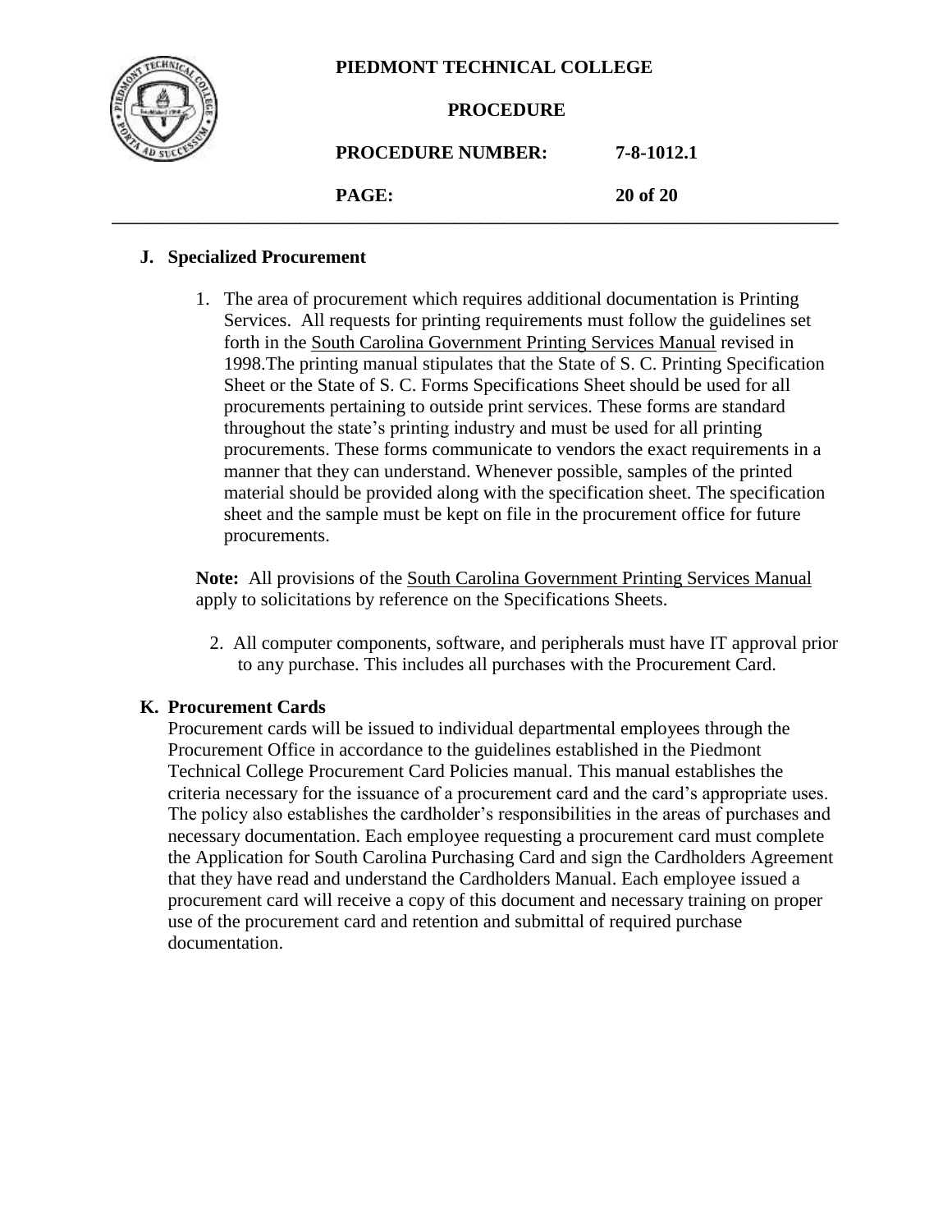## J. Specialized Procurement

1. The area of procurement which requires additional documentation is Printing Services. All requests for printing requirements must follow the guidelines set forth in the South Carolina Government Printing Services Manual revised in 1998.The printing manual stipulates that the State of S. C. Printing Specification Sheet or the State of S. C. Forms Specifications Sheet should be used for all procurements pertaining to outside print services. These forms are standard throughout the state's printing industry and must be used for all printing procurements. These forms communicate to vendors the exact requirements in a manner that they can understand. Whenever possible, samples of the printed material should be provided along with the specification sheet. The specification sheet and the sample must be kept on file in the procurement office for future procurements.

**Note:** All provisions of the South Carolina Government Printing Services Manual apply to solicitations by reference on the Specifications Sheets.

2. All computer components, software, and peripherals must have IT approval prior to any purchase. This includes all purchases with the Procurement Card.

## K. Procurement Cards

Procurement cards will be issued to individual departmental employees through the Procurement Office in accordance to the guidelines established in the Piedmont Technical College Procurement Card Policies manual. This manual establishes the criteria necessary for the issuance of a procurement card and the card's appropriate uses. The policy also establishes the cardholder's responsibilities in the areas of purchases and necessary documentation. Each employee requesting a procurement card must complete the Application for South Carolina Purchasing Card and sign the Cardholders Agreement that they have read and understand the Cardholders Manual. Each employee issued a procurement card will receive a copy of this document and necessary training on proper use of the procurement card and retention and submittal of required purchase documentation.